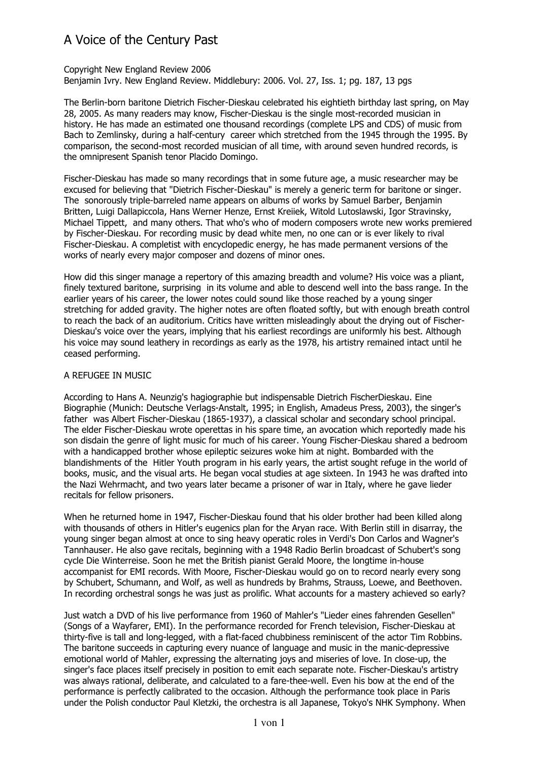# A Voice of the Century Past

Copyright New England Review 2006
Benjamin Ivry. New England Review. Middlebury: 2006. Vol. 27, Iss. 1; pg. 187, 13 pgs

The Berlin-born baritone Dietrich Fischer-Dieskau celebrated his eightieth birthday last spring, on May 28, 2005. As many readers may know, Fischer-Dieskau is the single most-recorded musician in history. He has made an estimated one thousand recordings (complete LPS and CDS) of music from Bach to Zemlinsky, during a half-century career which stretched from the 1945 through the 1995. By comparison, the second-most recorded musician of all time, with around seven hundred records, is the omnipresent Spanish tenor Placido Domingo.

Fischer-Dieskau has made so many recordings that in some future age, a music researcher may be excused for believing that "Dietrich Fischer-Dieskau" is merely a generic term for baritone or singer. The sonorously triple-barreled name appears on albums of works by Samuel Barber, Benjamin Britten, Luigi Dallapiccola, Hans Werner Henze, Ernst Kreiiek, Witold Lutoslawski, Igor Stravinsky, Michael Tippett, and many others. That who's who of modern composers wrote new works premiered by Fischer-Dieskau. For recording music by dead white men, no one can or is ever likely to rival Fischer-Dieskau. A completist with encyclopedic energy, he has made permanent versions of the works of nearly every major composer and dozens of minor ones.

How did this singer manage a repertory of this amazing breadth and volume? His voice was a pliant, finely textured baritone, surprising in its volume and able to descend well into the bass range. In the earlier years of his career, the lower notes could sound like those reached by a young singer stretching for added gravity. The higher notes are often floated softly, but with enough breath control to reach the back of an auditorium. Critics have written misleadingly about the drying out of Fischer-Dieskau's voice over the years, implying that his earliest recordings are uniformly his best. Although his voice may sound leathery in recordings as early as the 1978, his artistry remained intact until he ceased performing.

## A REFUGEE IN MUSIC

According to Hans A. Neunzig's hagiographie but indispensable Dietrich FischerDieskau. Eine Biographie (Munich: Deutsche Verlags-Anstalt, 1995; in English, Amadeus Press, 2003), the singer's father was Albert Fischer-Dieskau (1865-1937), a classical scholar and secondary school principal. The elder Fischer-Dieskau wrote operettas in his spare time, an avocation which reportedly made his son disdain the genre of light music for much of his career. Young Fischer-Dieskau shared a bedroom with a handicapped brother whose epileptic seizures woke him at night. Bombarded with the blandishments of the Hitler Youth program in his early years, the artist sought refuge in the world of books, music, and the visual arts. He began vocal studies at age sixteen. In 1943 he was drafted into the Nazi Wehrmacht, and two years later became a prisoner of war in Italy, where he gave lieder recitals for fellow prisoners.

When he returned home in 1947, Fischer-Dieskau found that his older brother had been killed along with thousands of others in Hitler's eugenics plan for the Aryan race. With Berlin still in disarray, the young singer began almost at once to sing heavy operatic roles in Verdi's Don Carlos and Wagner's Tannhauser. He also gave recitals, beginning with a 1948 Radio Berlin broadcast of Schubert's song cycle Die Winterreise. Soon he met the British pianist Gerald Moore, the longtime in-house accompanist for EMI records. With Moore, Fischer-Dieskau would go on to record nearly every song by Schubert, Schumann, and Wolf, as well as hundreds by Brahms, Strauss, Loewe, and Beethoven. In recording orchestral songs he was just as prolific. What accounts for a mastery achieved so early?

Just watch a DVD of his live performance from 1960 of Mahler's "Lieder eines fahrenden Gesellen" (Songs of a Wayfarer, EMI). In the performance recorded for French television, Fischer-Dieskau at thirty-five is tall and long-legged, with a flat-faced chubbiness reminiscent of the actor Tim Robbins. The baritone succeeds in capturing every nuance of language and music in the manic-depressive emotional world of Mahler, expressing the alternating joys and miseries of love. In close-up, the singer's face places itself precisely in position to emit each separate note. Fischer-Dieskau's artistry was always rational, deliberate, and calculated to a fare-thee-well. Even his bow at the end of the performance is perfectly calibrated to the occasion. Although the performance took place in Paris under the Polish conductor Paul Kletzki, the orchestra is all Japanese, Tokyo's NHK Symphony. When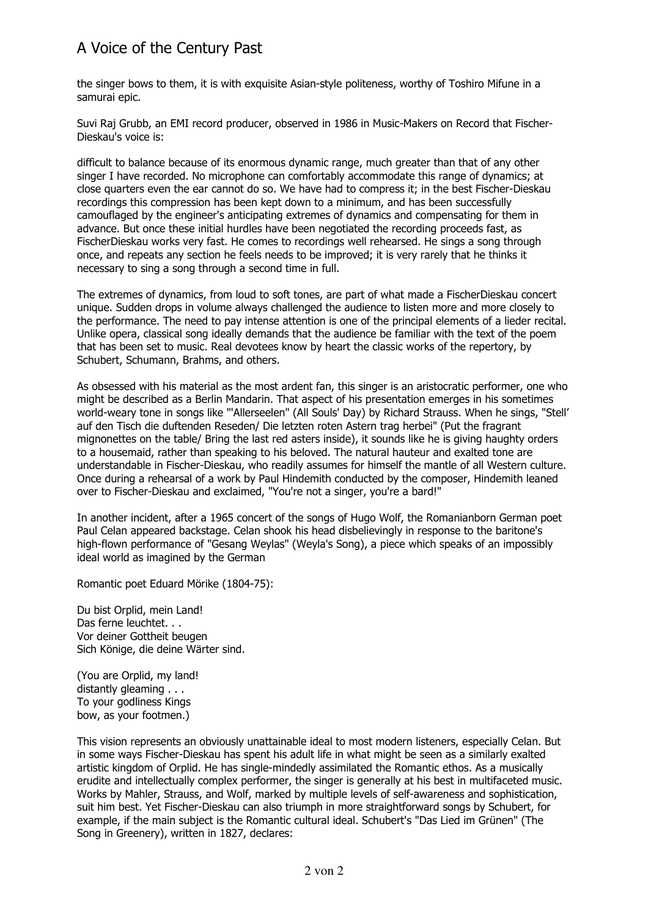the singer bows to them, it is with exquisite Asian-style politeness, worthy of Toshiro Mifune in a samurai epic.

Suvi Raj Grubb, an EMI record producer, observed in 1986 in Music-Makers on Record that Fischer-Dieskau's voice is:

difficult to balance because of its enormous dynamic range, much greater than that of any other singer I have recorded. No microphone can comfortably accommodate this range of dynamics; at close quarters even the ear cannot do so. We have had to compress it; in the best Fischer-Dieskau recordings this compression has been kept down to a minimum, and has been successfully camouflaged by the engineer's anticipating extremes of dynamics and compensating for them in advance. But once these initial hurdles have been negotiated the recording proceeds fast, as FischerDieskau works very fast. He comes to recordings well rehearsed. He sings a song through once, and repeats any section he feels needs to be improved; it is very rarely that he thinks it necessary to sing a song through a second time in full.

The extremes of dynamics, from loud to soft tones, are part of what made a FischerDieskau concert unique. Sudden drops in volume always challenged the audience to listen more and more closely to the performance. The need to pay intense attention is one of the principal elements of a lieder recital. Unlike opera, classical song ideally demands that the audience be familiar with the text of the poem that has been set to music. Real devotees know by heart the classic works of the repertory, by Schubert, Schumann, Brahms, and others.

As obsessed with his material as the most ardent fan, this singer is an aristocratic performer, one who might be described as a Berlin Mandarin. That aspect of his presentation emerges in his sometimes world-weary tone in songs like "'Allerseelen" (All Souls' Day) by Richard Strauss. When he sings, "Stell' auf den Tisch die duftenden Reseden/ Die letzten roten Astern trag herbei" (Put the fragrant mignonettes on the table/ Bring the last red asters inside), it sounds like he is giving haughty orders to a housemaid, rather than speaking to his beloved. The natural hauteur and exalted tone are understandable in Fischer-Dieskau, who readily assumes for himself the mantle of all Western culture. Once during a rehearsal of a work by Paul Hindemith conducted by the composer, Hindemith leaned over to Fischer-Dieskau and exclaimed, "You're not a singer, you're a bard!"

In another incident, after a 1965 concert of the songs of Hugo Wolf, the Romanianborn German poet Paul Celan appeared backstage. Celan shook his head disbelievingly in response to the baritone's high-flown performance of "Gesang Weylas" (Weyla's Song), a piece which speaks of an impossibly ideal world as imagined by the German

Romantic poet Eduard Mörike (1804-75):

Du bist Orplid, mein Land!
Das ferne leuchtet. . .
Vor deiner Gottheit beugen
Sich Könige, die deine Wärter sind.

(You are Orplid, my land!
distantly gleaming . . .
To your godliness Kings
bow, as your footmen.)

This vision represents an obviously unattainable ideal to most modern listeners, especially Celan. But in some ways Fischer-Dieskau has spent his adult life in what might be seen as a similarly exalted artistic kingdom of Orplid. He has single-mindedly assimilated the Romantic ethos. As a musically erudite and intellectually complex performer, the singer is generally at his best in multifaceted music. Works by Mahler, Strauss, and Wolf, marked by multiple levels of self-awareness and sophistication, suit him best. Yet Fischer-Dieskau can also triumph in more straightforward songs by Schubert, for example, if the main subject is the Romantic cultural ideal. Schubert's "Das Lied im Grünen" (The Song in Greenery), written in 1827, declares: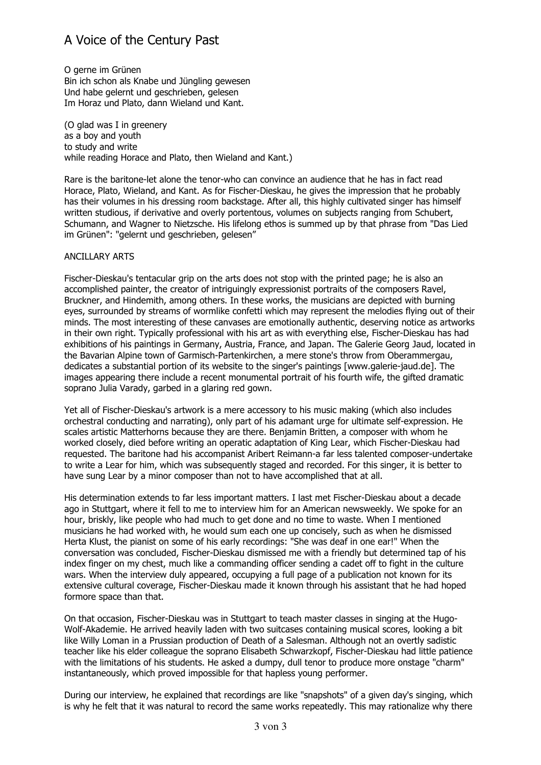# A Voice of the Century Past

O gerne im Grünen
Bin ich schon als Knabe und Jüngling gewesen
Und habe gelernt und geschrieben, gelesen
Im Horaz und Plato, dann Wieland und Kant.

(O glad was I in greenery
as a boy and youth
to study and write
while reading Horace and Plato, then Wieland and Kant.)

Rare is the baritone-let alone the tenor-who can convince an audience that he has in fact read Horace, Plato, Wieland, and Kant. As for Fischer-Dieskau, he gives the impression that he probably has their volumes in his dressing room backstage. After all, this highly cultivated singer has himself written studious, if derivative and overly portentous, volumes on subjects ranging from Schubert, Schumann, and Wagner to Nietzsche. His lifelong ethos is summed up by that phrase from "Das Lied im Grünen": "gelernt und geschrieben, gelesen"

ANCILLARY ARTS

Fischer-Dieskau's tentacular grip on the arts does not stop with the printed page; he is also an accomplished painter, the creator of intriguingly expressionist portraits of the composers Ravel, Bruckner, and Hindemith, among others. In these works, the musicians are depicted with burning eyes, surrounded by streams of wormlike confetti which may represent the melodies flying out of their minds. The most interesting of these canvases are emotionally authentic, deserving notice as artworks in their own right. Typically professional with his art as with everything else, Fischer-Dieskau has had exhibitions of his paintings in Germany, Austria, France, and Japan. The Galerie Georg Jaud, located in the Bavarian Alpine town of Garmisch-Partenkirchen, a mere stone's throw from Oberammergau, dedicates a substantial portion of its website to the singer's paintings [www.galerie-jaud.de]. The images appearing there include a recent monumental portrait of his fourth wife, the gifted dramatic soprano Julia Varady, garbed in a glaring red gown.

Yet all of Fischer-Dieskau's artwork is a mere accessory to his music making (which also includes orchestral conducting and narrating), only part of his adamant urge for ultimate self-expression. He scales artistic Matterhorns because they are there. Benjamin Britten, a composer with whom he worked closely, died before writing an operatic adaptation of King Lear, which Fischer-Dieskau had requested. The baritone had his accompanist Aribert Reimann-a far less talented composer-undertake to write a Lear for him, which was subsequently staged and recorded. For this singer, it is better to have sung Lear by a minor composer than not to have accomplished that at all.

His determination extends to far less important matters. I last met Fischer-Dieskau about a decade ago in Stuttgart, where it fell to me to interview him for an American newsweekly. We spoke for an hour, briskly, like people who had much to get done and no time to waste. When I mentioned musicians he had worked with, he would sum each one up concisely, such as when he dismissed Herta Klust, the pianist on some of his early recordings: "She was deaf in one ear!" When the conversation was concluded, Fischer-Dieskau dismissed me with a friendly but determined tap of his index finger on my chest, much like a commanding officer sending a cadet off to fight in the culture wars. When the interview duly appeared, occupying a full page of a publication not known for its extensive cultural coverage, Fischer-Dieskau made it known through his assistant that he had hoped formore space than that.

On that occasion, Fischer-Dieskau was in Stuttgart to teach master classes in singing at the Hugo-Wolf-Akademie. He arrived heavily laden with two suitcases containing musical scores, looking a bit like Willy Loman in a Prussian production of Death of a Salesman. Although not an overtly sadistic teacher like his elder colleague the soprano Elisabeth Schwarzkopf, Fischer-Dieskau had little patience with the limitations of his students. He asked a dumpy, dull tenor to produce more onstage "charm" instantaneously, which proved impossible for that hapless young performer.

During our interview, he explained that recordings are like "snapshots" of a given day's singing, which is why he felt that it was natural to record the same works repeatedly. This may rationalize why there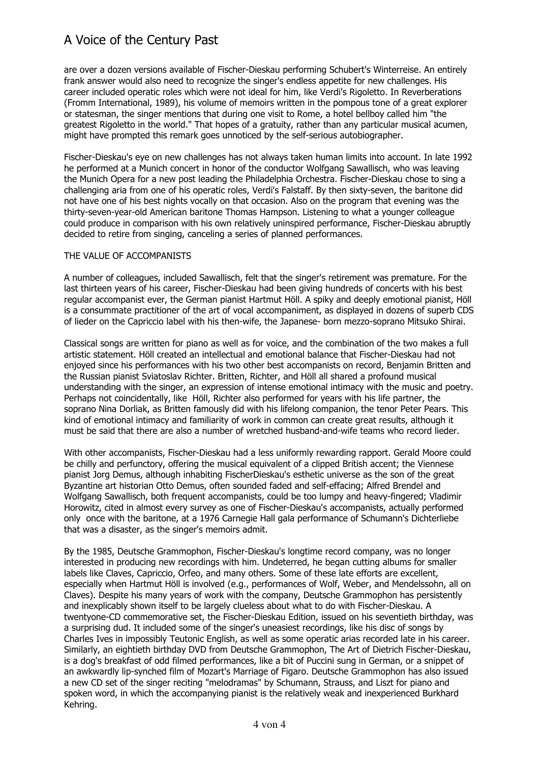are over a dozen versions available of Fischer-Dieskau performing Schubert's Winterreise. An entirely frank answer would also need to recognize the singer's endless appetite for new challenges. His career included operatic roles which were not ideal for him, like Verdi's Rigoletto. In Reverberations (Fromm International, 1989), his volume of memoirs written in the pompous tone of a great explorer or statesman, the singer mentions that during one visit to Rome, a hotel bellboy called him "the greatest Rigoletto in the world." That hopes of a gratuity, rather than any particular musical acumen, might have prompted this remark goes unnoticed by the self-serious autobiographer.

Fischer-Dieskau's eye on new challenges has not always taken human limits into account. In late 1992 he performed at a Munich concert in honor of the conductor Wolfgang Sawallisch, who was leaving the Munich Opera for a new post leading the Philadelphia Orchestra. Fischer-Dieskau chose to sing a challenging aria from one of his operatic roles, Verdi's Falstaff. By then sixty-seven, the baritone did not have one of his best nights vocally on that occasion. Also on the program that evening was the thirty-seven-year-old American baritone Thomas Hampson. Listening to what a younger colleague could produce in comparison with his own relatively uninspired performance, Fischer-Dieskau abruptly decided to retire from singing, canceling a series of planned performances.

THE VALUE OF ACCOMPANISTS

A number of colleagues, included Sawallisch, felt that the singer's retirement was premature. For the last thirteen years of his career, Fischer-Dieskau had been giving hundreds of concerts with his best regular accompanist ever, the German pianist Hartmut Höll. A spiky and deeply emotional pianist, Höll is a consummate practitioner of the art of vocal accompaniment, as displayed in dozens of superb CDS of lieder on the Capriccio label with his then-wife, the Japanese- born mezzo-soprano Mitsuko Shirai.

Classical songs are written for piano as well as for voice, and the combination of the two makes a full artistic statement. Höll created an intellectual and emotional balance that Fischer-Dieskau had not enjoyed since his performances with his two other best accompanists on record, Benjamin Britten and the Russian pianist Sviatoslav Richter. Britten, Richter, and Höll all shared a profound musical understanding with the singer, an expression of intense emotional intimacy with the music and poetry. Perhaps not coincidentally, like Höll, Richter also performed for years with his life partner, the soprano Nina Dorliak, as Britten famously did with his lifelong companion, the tenor Peter Pears. This kind of emotional intimacy and familiarity of work in common can create great results, although it must be said that there are also a number of wretched husband-and-wife teams who record lieder.

With other accompanists, Fischer-Dieskau had a less uniformly rewarding rapport. Gerald Moore could be chilly and perfunctory, offering the musical equivalent of a clipped British accent; the Viennese pianist Jorg Demus, although inhabiting FischerDieskau's esthetic universe as the son of the great Byzantine art historian Otto Demus, often sounded faded and self-effacing; Alfred Brendel and Wolfgang Sawallisch, both frequent accompanists, could be too lumpy and heavy-fingered; Vladimir Horowitz, cited in almost every survey as one of Fischer-Dieskau's accompanists, actually performed only once with the baritone, at a 1976 Carnegie Hall gala performance of Schumann's Dichterliebe that was a disaster, as the singer's memoirs admit.

By the 1985, Deutsche Grammophon, Fischer-Dieskau's longtime record company, was no longer interested in producing new recordings with him. Undeterred, he began cutting albums for smaller labels like Claves, Capriccio, Orfeo, and many others. Some of these late efforts are excellent, especially when Hartmut Höll is involved (e.g., performances of Wolf, Weber, and Mendelssohn, all on Claves). Despite his many years of work with the company, Deutsche Grammophon has persistently and inexplicably shown itself to be largely clueless about what to do with Fischer-Dieskau. A twentyone-CD commemorative set, the Fischer-Dieskau Edition, issued on his seventieth birthday, was a surprising dud. It included some of the singer's uneasiest recordings, like his disc of songs by Charles Ives in impossibly Teutonic English, as well as some operatic arias recorded late in his career. Similarly, an eightieth birthday DVD from Deutsche Grammophon, The Art of Dietrich Fischer-Dieskau, is a dog's breakfast of odd filmed performances, like a bit of Puccini sung in German, or a snippet of an awkwardly lip-synched film of Mozart's Marriage of Figaro. Deutsche Grammophon has also issued a new CD set of the singer reciting "melodramas" by Schumann, Strauss, and Liszt for piano and spoken word, in which the accompanying pianist is the relatively weak and inexperienced Burkhard Kehring.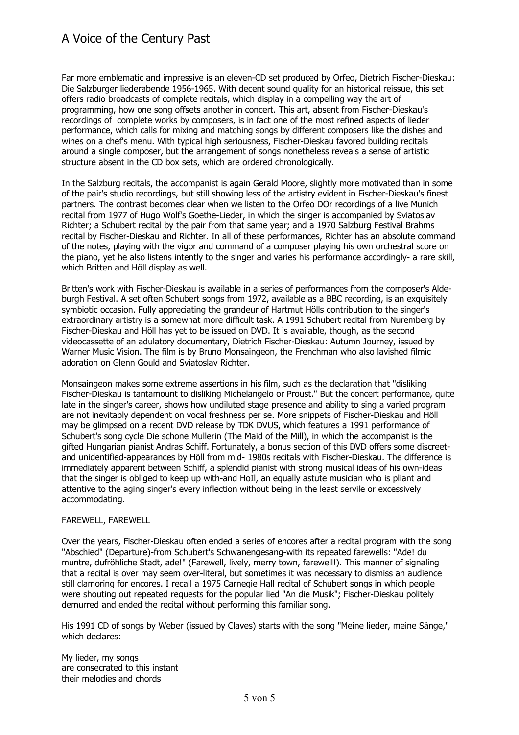Far more emblematic and impressive is an eleven-CD set produced by Orfeo, Dietrich Fischer-Dieskau: Die Salzburger liederabende 1956-1965. With decent sound quality for an historical reissue, this set offers radio broadcasts of complete recitals, which display in a compelling way the art of programming, how one song offsets another in concert. This art, absent from Fischer-Dieskau's recordings of complete works by composers, is in fact one of the most refined aspects of lieder performance, which calls for mixing and matching songs by different composers like the dishes and wines on a chef's menu. With typical high seriousness, Fischer-Dieskau favored building recitals around a single composer, but the arrangement of songs nonetheless reveals a sense of artistic structure absent in the CD box sets, which are ordered chronologically.

In the Salzburg recitals, the accompanist is again Gerald Moore, slightly more motivated than in some of the pair's studio recordings, but still showing less of the artistry evident in Fischer-Dieskau's finest partners. The contrast becomes clear when we listen to the Orfeo DOr recordings of a live Munich recital from 1977 of Hugo Wolf's Goethe-Lieder, in which the singer is accompanied by Sviatoslav Richter; a Schubert recital by the pair from that same year; and a 1970 Salzburg Festival Brahms recital by Fischer-Dieskau and Richter. In all of these performances, Richter has an absolute command of the notes, playing with the vigor and command of a composer playing his own orchestral score on the piano, yet he also listens intently to the singer and varies his performance accordingly- a rare skill, which Britten and Höll display as well.

Britten's work with Fischer-Dieskau is available in a series of performances from the composer's Alde-burgh Festival. A set often Schubert songs from 1972, available as a BBC recording, is an exquisitely symbiotic occasion. Fully appreciating the grandeur of Hartmut Hölls contribution to the singer's extraordinary artistry is a somewhat more difficult task. A 1991 Schubert recital from Nuremberg by Fischer-Dieskau and Höll has yet to be issued on DVD. It is available, though, as the second videocassette of an adulatory documentary, Dietrich Fischer-Dieskau: Autumn Journey, issued by Warner Music Vision. The film is by Bruno Monsaingeon, the Frenchman who also lavished filmic adoration on Glenn Gould and Sviatoslav Richter.

Monsaingeon makes some extreme assertions in his film, such as the declaration that "disliking Fischer-Dieskau is tantamount to disliking Michelangelo or Proust." But the concert performance, quite late in the singer's career, shows how undiluted stage presence and ability to sing a varied program are not inevitably dependent on vocal freshness per se. More snippets of Fischer-Dieskau and Höll may be glimpsed on a recent DVD release by TDK DVUS, which features a 1991 performance of Schubert's song cycle Die schone Mullerin (The Maid of the Mill), in which the accompanist is the gifted Hungarian pianist Andras Schiff. Fortunately, a bonus section of this DVD offers some discreet-and unidentified-appearances by Höll from mid- 1980s recitals with Fischer-Dieskau. The difference is immediately apparent between Schiff, a splendid pianist with strong musical ideas of his own-ideas that the singer is obliged to keep up with-and HoIl, an equally astute musician who is pliant and attentive to the aging singer's every inflection without being in the least servile or excessively accommodating.

FAREWELL, FAREWELL

Over the years, Fischer-Dieskau often ended a series of encores after a recital program with the song "Abschied" (Departure)-from Schubert's Schwanengesang-with its repeated farewells: "Ade! du muntre, dufröhliche Stadt, ade!" (Farewell, lively, merry town, farewell!). This manner of signaling that a recital is over may seem over-literal, but sometimes it was necessary to dismiss an audience still clamoring for encores. I recall a 1975 Carnegie Hall recital of Schubert songs in which people were shouting out repeated requests for the popular lied "An die Musik"; Fischer-Dieskau politely demurred and ended the recital without performing this familiar song.

His 1991 CD of songs by Weber (issued by Claves) starts with the song "Meine lieder, meine Sänge," which declares:

My lieder, my songs
are consecrated to this instant
their melodies and chords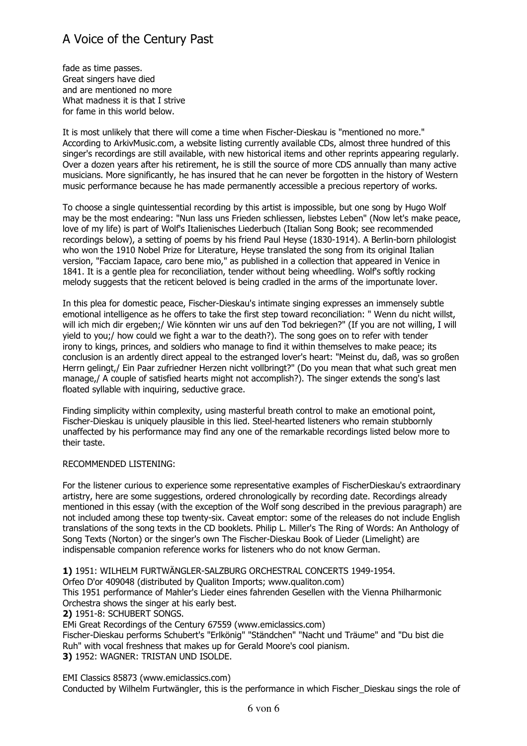fade as time passes.  
Great singers have died  
and are mentioned no more  
What madness it is that I strive  
for fame in this world below.

It is most unlikely that there will come a time when Fischer-Dieskau is "mentioned no more." According to ArkivMusic.com, a website listing currently available CDs, almost three hundred of this singer's recordings are still available, with new historical items and other reprints appearing regularly. Over a dozen years after his retirement, he is still the source of more CDS annually than many active musicians. More significantly, he has insured that he can never be forgotten in the history of Western music performance because he has made permanently accessible a precious repertory of works.

To choose a single quintessential recording by this artist is impossible, but one song by Hugo Wolf may be the most endearing: "Nun lass uns Frieden schliessen, liebstes Leben" (Now let's make peace, love of my life) is part of Wolf's Italienisches Liederbuch (Italian Song Book; see recommended recordings below), a setting of poems by his friend Paul Heyse (1830-1914). A Berlin-born philologist who won the 1910 Nobel Prize for Literature, Heyse translated the song from its original Italian version, "Facciam Iapace, caro bene mio," as published in a collection that appeared in Venice in 1841. It is a gentle plea for reconciliation, tender without being wheedling. Wolf's softly rocking melody suggests that the reticent beloved is being cradled in the arms of the importunate lover.

In this plea for domestic peace, Fischer-Dieskau's intimate singing expresses an immensely subtle emotional intelligence as he offers to take the first step toward reconciliation: " Wenn du nicht willst, will ich mich dir ergeben;/ Wie könnten wir uns auf den Tod bekriegen?" (If you are not willing, I will yield to you;/ how could we fight a war to the death?). The song goes on to refer with tender irony to kings, princes, and soldiers who manage to find it within themselves to make peace; its conclusion is an ardently direct appeal to the estranged lover's heart: "Meinst du, daß, was so großen Herrn gelingt,/ Ein Paar zufriedner Herzen nicht vollbringt?" (Do you mean that what such great men manage,/ A couple of satisfied hearts might not accomplish?). The singer extends the song's last floated syllable with inquiring, seductive grace.

Finding simplicity within complexity, using masterful breath control to make an emotional point, Fischer-Dieskau is uniquely plausible in this lied. Steel-hearted listeners who remain stubbornly unaffected by his performance may find any one of the remarkable recordings listed below more to their taste.

RECOMMENDED LISTENING:

For the listener curious to experience some representative examples of FischerDieskau's extraordinary artistry, here are some suggestions, ordered chronologically by recording date. Recordings already mentioned in this essay (with the exception of the Wolf song described in the previous paragraph) are not included among these top twenty-six. Caveat emptor: some of the releases do not include English translations of the song texts in the CD booklets. Philip L. Miller's The Ring of Words: An Anthology of Song Texts (Norton) or the singer's own The Fischer-Dieskau Book of Lieder (Limelight) are indispensable companion reference works for listeners who do not know German.

**1)** 1951: WILHELM FURTWÄNGLER-SALZBURG ORCHESTRAL CONCERTS 1949-1954.  
Orfeo D'or 409048 (distributed by Qualiton Imports; www.qualiton.com)  
This 1951 performance of Mahler's Lieder eines fahrenden Gesellen with the Vienna Philharmonic Orchestra shows the singer at his early best.  
**2)** 1951-8: SCHUBERT SONGS.  
EMi Great Recordings of the Century 67559 (www.emiclassics.com)  
Fischer-Dieskau performs Schubert's "Erlkönig" "Ständchen" "Nacht und Träume" and "Du bist die Ruh" with vocal freshness that makes up for Gerald Moore's cool pianism.  
**3)** 1952: WAGNER: TRISTAN UND ISOLDE.

EMI Classics 85873 (www.emiclassics.com)  
Conducted by Wilhelm Furtwängler, this is the performance in which Fischer_Dieskau sings the role of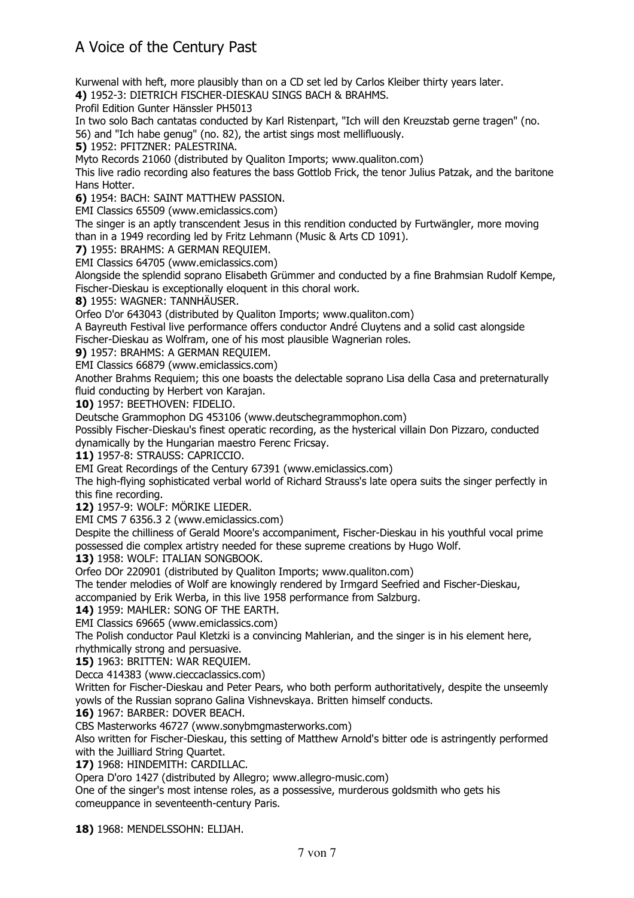Kurwenal with heft, more plausibly than on a CD set led by Carlos Kleiber thirty years later.

**4)** 1952-3: DIETRICH FISCHER-DIESKAU SINGS BACH & BRAHMS.
Profil Edition Gunter Hänssler PH5013
In two solo Bach cantatas conducted by Karl Ristenpart, "Ich will den Kreuzstab gerne tragen" (no. 56) and "Ich habe genug" (no. 82), the artist sings most mellifluously.

**5)** 1952: PFITZNER: PALESTRINA.
Myto Records 21060 (distributed by Qualiton Imports; www.qualiton.com)
This live radio recording also features the bass Gottlob Frick, the tenor Julius Patzak, and the baritone Hans Hotter.

**6)** 1954: BACH: SAINT MATTHEW PASSION.
EMI Classics 65509 (www.emiclassics.com)
The singer is an aptly transcendent Jesus in this rendition conducted by Furtwängler, more moving than in a 1949 recording led by Fritz Lehmann (Music & Arts CD 1091).

**7)** 1955: BRAHMS: A GERMAN REQUIEM.
EMI Classics 64705 (www.emiclassics.com)
Alongside the splendid soprano Elisabeth Grümmer and conducted by a fine Brahmsian Rudolf Kempe, Fischer-Dieskau is exceptionally eloquent in this choral work.

**8)** 1955: WAGNER: TANNHÄUSER.
Orfeo D'or 643043 (distributed by Qualiton Imports; www.qualiton.com)
A Bayreuth Festival live performance offers conductor André Cluytens and a solid cast alongside Fischer-Dieskau as Wolfram, one of his most plausible Wagnerian roles.

**9)** 1957: BRAHMS: A GERMAN REQUIEM.
EMI Classics 66879 (www.emiclassics.com)
Another Brahms Requiem; this one boasts the delectable soprano Lisa della Casa and preternaturally fluid conducting by Herbert von Karajan.

**10)** 1957: BEETHOVEN: FIDELIO.
Deutsche Grammophon DG 453106 (www.deutschegrammophon.com)
Possibly Fischer-Dieskau's finest operatic recording, as the hysterical villain Don Pizzaro, conducted dynamically by the Hungarian maestro Ferenc Fricsay.

**11)** 1957-8: STRAUSS: CAPRICCIO.
EMI Great Recordings of the Century 67391 (www.emiclassics.com)
The high-flying sophisticated verbal world of Richard Strauss's late opera suits the singer perfectly in this fine recording.

**12)** 1957-9: WOLF: MÖRIKE LIEDER.
EMI CMS 7 6356.3 2 (www.emiclassics.com)
Despite the chilliness of Gerald Moore's accompaniment, Fischer-Dieskau in his youthful vocal prime possessed die complex artistry needed for these supreme creations by Hugo Wolf.

**13)** 1958: WOLF: ITALIAN SONGBOOK.
Orfeo DOr 220901 (distributed by Qualiton Imports; www.qualiton.com)
The tender melodies of Wolf are knowingly rendered by Irmgard Seefried and Fischer-Dieskau, accompanied by Erik Werba, in this live 1958 performance from Salzburg.

**14)** 1959: MAHLER: SONG OF THE EARTH.
EMI Classics 69665 (www.emiclassics.com)
The Polish conductor Paul Kletzki is a convincing Mahlerian, and the singer is in his element here, rhythmically strong and persuasive.

**15)** 1963: BRITTEN: WAR REQUIEM.
Decca 414383 (www.cieccaclassics.com)
Written for Fischer-Dieskau and Peter Pears, who both perform authoritatively, despite the unseemly yowls of the Russian soprano Galina Vishnevskaya. Britten himself conducts.

**16)** 1967: BARBER: DOVER BEACH.
CBS Masterworks 46727 (www.sonybmgmasterworks.com)
Also written for Fischer-Dieskau, this setting of Matthew Arnold's bitter ode is astringently performed with the Juilliard String Quartet.

**17)** 1968: HINDEMITH: CARDILLAC.
Opera D'oro 1427 (distributed by Allegro; www.allegro-music.com)
One of the singer's most intense roles, as a possessive, murderous goldsmith who gets his comeuppance in seventeenth-century Paris.

**18)** 1968: MENDELSSOHN: ELIJAH.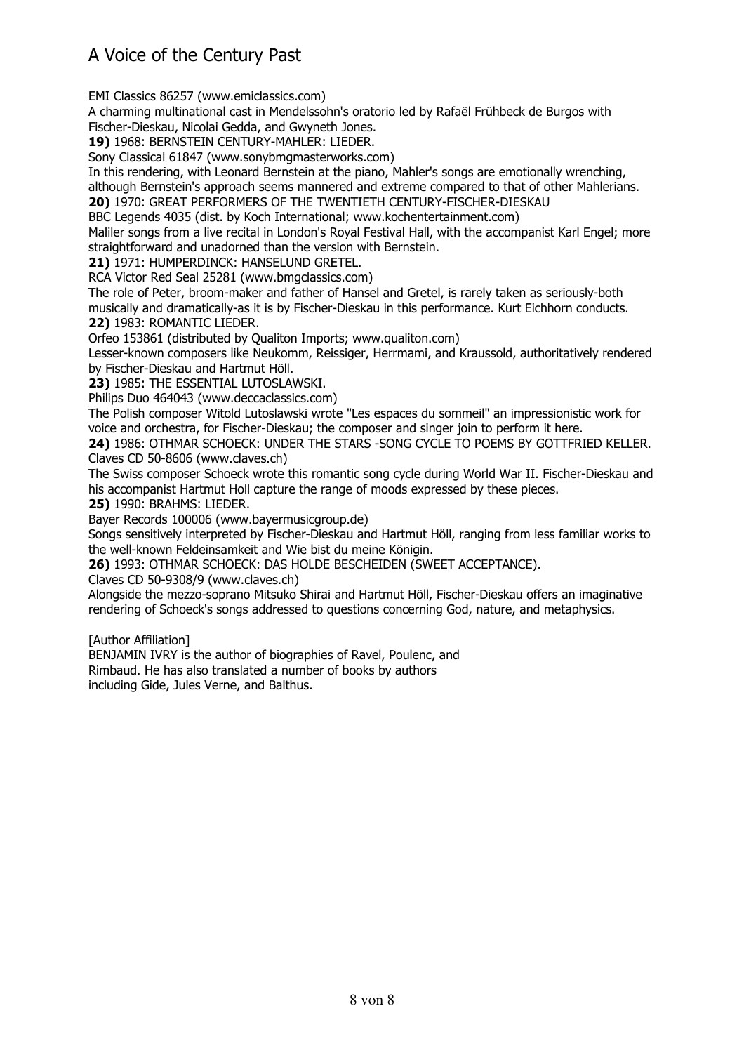EMI Classics 86257 (www.emiclassics.com)

A charming multinational cast in Mendelssohn's oratorio led by Rafaël Frühbeck de Burgos with Fischer-Dieskau, Nicolai Gedda, and Gwyneth Jones.

**19)** 1968: BERNSTEIN CENTURY-MAHLER: LIEDER.

Sony Classical 61847 (www.sonybmgmasterworks.com)

In this rendering, with Leonard Bernstein at the piano, Mahler's songs are emotionally wrenching, although Bernstein's approach seems mannered and extreme compared to that of other Mahlerians.

**20)** 1970: GREAT PERFORMERS OF THE TWENTIETH CENTURY-FISCHER-DIESKAU

BBC Legends 4035 (dist. by Koch International; www.kochentertainment.com)

Maliler songs from a live recital in London's Royal Festival Hall, with the accompanist Karl Engel; more straightforward and unadorned than the version with Bernstein.

**21)** 1971: HUMPERDINCK: HANSELUND GRETEL.

RCA Victor Red Seal 25281 (www.bmgclassics.com)

The role of Peter, broom-maker and father of Hansel and Gretel, is rarely taken as seriously-both musically and dramatically-as it is by Fischer-Dieskau in this performance. Kurt Eichhorn conducts.

**22)** 1983: ROMANTIC LIEDER.

Orfeo 153861 (distributed by Qualiton Imports; www.qualiton.com)

Lesser-known composers like Neukomm, Reissiger, Herrmami, and Kraussold, authoritatively rendered by Fischer-Dieskau and Hartmut Höll.

**23)** 1985: THE ESSENTIAL LUTOSLAWSKI.

Philips Duo 464043 (www.deccaclassics.com)

The Polish composer Witold Lutoslawski wrote "Les espaces du sommeil" an impressionistic work for voice and orchestra, for Fischer-Dieskau; the composer and singer join to perform it here.

**24)** 1986: OTHMAR SCHOECK: UNDER THE STARS -SONG CYCLE TO POEMS BY GOTTFRIED KELLER.

Claves CD 50-8606 (www.claves.ch)

The Swiss composer Schoeck wrote this romantic song cycle during World War II. Fischer-Dieskau and his accompanist Hartmut Holl capture the range of moods expressed by these pieces.

**25)** 1990: BRAHMS: LIEDER.

Bayer Records 100006 (www.bayermusicgroup.de)

Songs sensitively interpreted by Fischer-Dieskau and Hartmut Höll, ranging from less familiar works to the well-known Feldeinsamkeit and Wie bist du meine Königin.

**26)** 1993: OTHMAR SCHOECK: DAS HOLDE BESCHEIDEN (SWEET ACCEPTANCE).

Claves CD 50-9308/9 (www.claves.ch)

Alongside the mezzo-soprano Mitsuko Shirai and Hartmut Höll, Fischer-Dieskau offers an imaginative rendering of Schoeck's songs addressed to questions concerning God, nature, and metaphysics.

[Author Affiliation]

BENJAMIN IVRY is the author of biographies of Ravel, Poulenc, and Rimbaud. He has also translated a number of books by authors including Gide, Jules Verne, and Balthus.